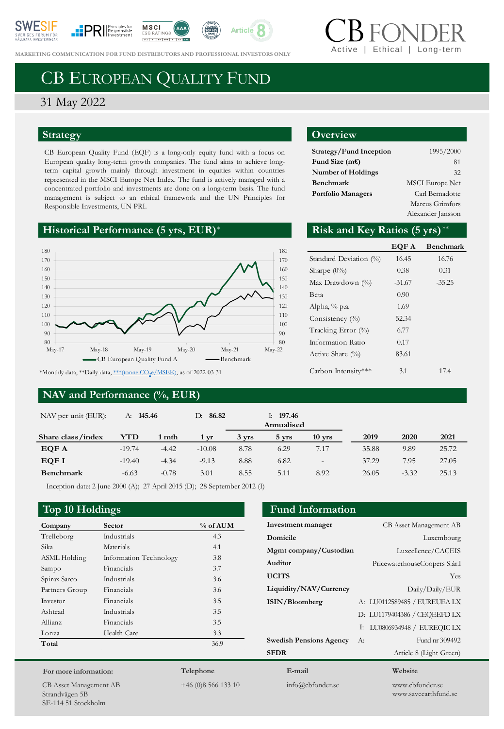MARKETING COMMUNICATION FOR FUND DISTRIBUTORS AND PROFESSIONAL INVESTORS ONLY

CB FONDER
Active | Ethical | Long-term

# CB European Quality Fund

31 May 2022

## Strategy

CB European Quality Fund (EQF) is a long-only equity fund with a focus on European quality long-term growth companies. The fund aims to achieve long-term capital growth mainly through investment in equities within countries represented in the MSCI Europe Net Index. The fund is actively managed with a concentrated portfolio and investments are done on a long-term basis. The fund management is subject to an ethical framework and the UN Principles for Responsible Investments, UN PRI.

## Overview

| | |
|---|---|
| **Strategy/Fund Inception** | 1995/2000 |
| **Fund Size (m€)** | 81 |
| **Number of Holdings** | 32 |
| **Benchmark** | MSCI Europe Net |
| **Portfolio Managers** | Carl Bernadotte, Marcus Grimfors, Alexander Jansson |

## Historical Performance (5 yrs, EUR)*

Legend: CB European Quality Fund A; Benchmark

*Monthly data, **Daily data, ***(tonne $CO_2$e/MSEK), as of 2022-03-31

## Risk and Key Ratios (5 yrs)**

| | EQF A | Benchmark |
|---|---|---|
| Standard Deviation (%) | 16.45 | 16.76 |
| Sharpe (0%) | 0.38 | 0.31 |
| Max Drawdown (%) | -31.67 | -35.25 |
| Beta | 0.90 | |
| Alpha, % p.a. | 1.69 | |
| Consistency (%) | 52.34 | |
| Tracking Error (%) | 6.77 | |
| Information Ratio | 0.17 | |
| Active Share (%) | 83.61 | |
| Carbon Intensity*** | 3.1 | 17.4 |

## NAV and Performance (%, EUR)

NAV per unit (EUR): A: **145.46** D: **86.82** I: **197.46**

| Share class/index | YTD | 1 mth | 1 yr | 3 yrs (Annualised) | 5 yrs (Annualised) | 10 yrs (Annualised) | 2019 | 2020 | 2021 |
|---|---|---|---|---|---|---|---|---|---|
| **EQF A** | -19.74 | -4.42 | -10.08 | 8.78 | 6.29 | 7.17 | 35.88 | 9.89 | 25.72 |
| **EQF I** | -19.40 | -4.34 | -9.13 | 8.88 | 6.82 | - | 37.29 | 7.95 | 27.05 |
| **Benchmark** | -6.63 | -0.78 | 3.01 | 8.55 | 5.11 | 8.92 | 26.05 | -3.32 | 25.13 |

Inception date: 2 June 2000 (A); 27 April 2015 (D); 28 September 2012 (I)

## Top 10 Holdings

| Company | Sector | % of AUM |
|---|---|---|
| Trelleborg | Industrials | 4.3 |
| Sika | Materials | 4.1 |
| ASML Holding | Information Technology | 3.8 |
| Sampo | Financials | 3.7 |
| Spirax Sarco | Industrials | 3.6 |
| Partners Group | Financials | 3.6 |
| Investor | Financials | 3.5 |
| Ashtead | Industrials | 3.5 |
| Allianz | Financials | 3.5 |
| Lonza | Health Care | 3.3 |
| **Total** | | 36.9 |

## Fund Information

| | |
|---|---|
| **Investment manager** | CB Asset Management AB |
| **Domicile** | Luxembourg |
| **Mgmt company/Custodian** | Luxcellence/CACEIS |
| **Auditor** | PricewaterhouseCoopers S.ár.l |
| **UCITS** | Yes |
| **Liquidity/NAV/Currency** | Daily/Daily/EUR |
| **ISIN/Bloomberg** | A: LU0112589485 / EUREUEA LX |
| | D: LU1179404386 / CEQEEFD LX |
| | I: LU0806934948 / EUREQIC LX |
| **Swedish Pensions Agency** | A: Fund nr 309492 |
| **SFDR** | Article 8 (Light Green) |

**For more information:**
CB Asset Management AB
Strandvägen 5B
SE-114 51 Stockholm

**Telephone**
+46 (0)8 566 133 10

**E-mail**
info@cbfonder.se

**Website**
www.cbfonder.se
www.saveearthfund.se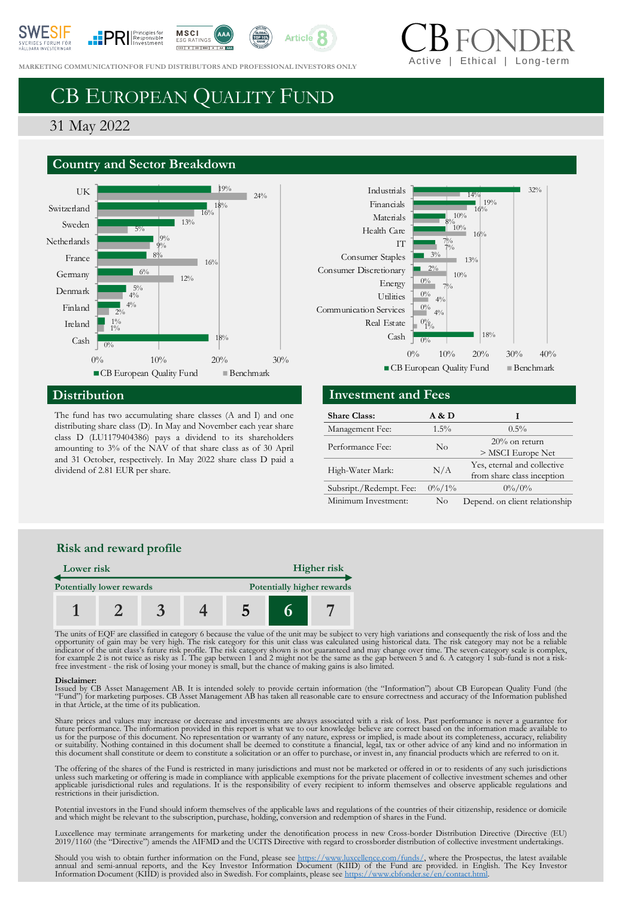SWESIF SVERIGES FORUM FOR HÅLLBARA INVESTERINGAR | PRI Principles for Responsible Investment | MSCI ESG RATINGS AAA | GLOBAL TOP 10% RANK | Article 8

# CB FONDER
Active | Ethical | Long-term

MARKETING COMMUNICATIONFOR FUND DISTRIBUTORS AND PROFESSIONAL INVESTORS ONLY

# CB European Quality Fund

31 May 2022

## Country and Sector Breakdown

UK 19% 24%
Switzerland 18% 16%
Sweden 13% 5%
Netherlands 9% 9%
France 8% 16%
Germany 6% 12%
Denmark 5% 4%
Finland 4% 2%
Ireland 1% 1%
Cash 18% 0%

0% 10% 20% 30%

■ CB European Quality Fund ■ Benchmark

Industrials 32% 14%
Financials 19% 16%
Materials 10% 8%
Health Care 10% 16%
IT 7% 7%
Consumer Staples 3% 13%
Consumer Discretionary 2% 10%
Energy 0% 7%
Utilities 0% 4%
Communication Services 0% 4%
Real Estate 0% 1%
Cash 18% 0%

0% 10% 20% 30% 40%

■ CB European Quality Fund ■ Benchmark

## Distribution

The fund has two accumulating share classes (A and I) and one distributing share class (D). In May and November each year share class D (LU1179404386) pays a dividend to its shareholders amounting to 3% of the NAV of that share class as of 30 April and 31 October, respectively. In May 2022 share class D paid a dividend of 2.81 EUR per share.

## Investment and Fees

| Share Class: | A & D | I |
|---|---|---|
| Management Fee: | 1.5% | 0.5% |
| Performance Fee: | No | 20% on return > MSCI Europe Net |
| High-Water Mark: | N/A | Yes, eternal and collective from share class inception |
| Subsript./Redempt. Fee: | 0%/1% | 0%/0% |
| Minimum Investment: | No | Depend. on client relationship |

## Risk and reward profile

Lower risk — Higher risk

Potentially lower rewards — Potentially higher rewards

1 | 2 | 3 | 4 | 5 | **6** | 7

The units of EQF are classified in category 6 because the value of the unit may be subject to very high variations and consequently the risk of loss and the opportunity of gain may be very high. The risk category for this unit class was calculated using historical data. The risk category may not be a reliable indicator of the unit class's future risk profile. The risk category shown is not guaranteed and may change over time. The seven-category scale is complex, for example 2 is not twice as risky as 1. The gap between 1 and 2 might not be the same as the gap between 5 and 6. A category 1 sub-fund is not a risk-free investment - the risk of losing your money is small, but the chance of making gains is also limited.

**Disclaimer:**
Issued by CB Asset Management AB. It is intended solely to provide certain information (the "Information") about CB European Quality Fund (the "Fund") for marketing purposes. CB Asset Management AB has taken all reasonable care to ensure correctness and accuracy of the Information published in that Article, at the time of its publication.

Share prices and values may increase or decrease and investments are always associated with a risk of loss. Past performance is never a guarantee for future performance. The information provided in this report is what we to our knowledge believe are correct based on the information made available to us for the purpose of this document. No representation or warranty of any nature, express or implied, is made about its completeness, accuracy, reliability or suitability. Nothing contained in this document shall be deemed to constitute a financial, legal, tax or other advice of any kind and no information in this document shall constitute or deem to constitute a solicitation or an offer to purchase, or invest in, any financial products which are referred to on it.

The offering of the shares of the Fund is restricted in many jurisdictions and must not be marketed or offered in or to residents of any such jurisdictions unless such marketing or offering is made in compliance with applicable exemptions for the private placement of collective investment schemes and other applicable jurisdictional rules and regulations. It is the responsibility of every recipient to inform themselves and observe applicable regulations and restrictions in their jurisdiction.

Potential investors in the Fund should inform themselves of the applicable laws and regulations of the countries of their citizenship, residence or domicile and which might be relevant to the subscription, purchase, holding, conversion and redemption of shares in the Fund.

Luxcellence may terminate arrangements for marketing under the denotification process in new Cross-border Distribution Directive (Directive (EU) 2019/1160 (the "Directive") amends the AIFMD and the UCITS Directive with regard to crossborder distribution of collective investment undertakings.

Should you wish to obtain further information on the Fund, please see https://www.luxcellence.com/funds/, where the Prospectus, the latest available annual and semi-annual reports, and the Key Investor Information Document (KIID) of the Fund are provided. in English. The Key Investor Information Document (KIID) is provided also in Swedish. For complaints, please see https://www.cbfonder.se/en/contact.html.